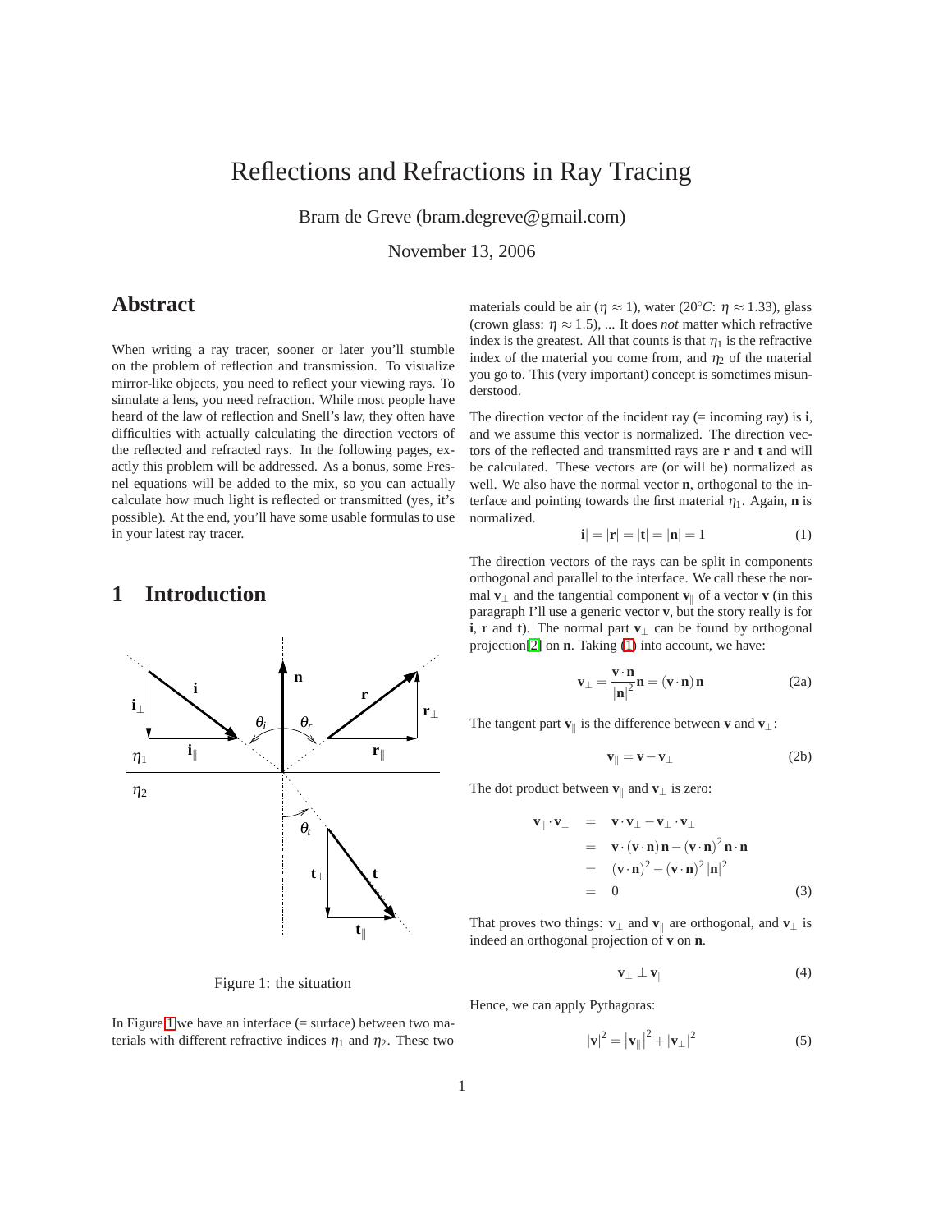# Reflections and Refractions in Ray Tracing

Bram de Greve (bram.degreve@gmail.com)

November 13, 2006

## Abstract

When writing a ray tracer, sooner or later you'll stumble on the problem of reflection and transmission. To visualize mirror-like objects, you need to reflect your viewing rays. To simulate a lens, you need refraction. While most people have heard of the law of reflection and Snell's law, they often have difficulties with actually calculating the direction vectors of the reflected and refracted rays. In the following pages, exactly this problem will be addressed. As a bonus, some Fresnel equations will be added to the mix, so you can actually calculate how much light is reflected or transmitted (yes, it's possible). At the end, you'll have some usable formulas to use in your latest ray tracer.

## 1 Introduction

Figure 1: the situation

In Figure 1 we have an interface (= surface) between two materials with different refractive indices $\eta_1$ and $\eta_2$. These two materials could be air ($\eta \approx 1$), water (20°$C$: $\eta \approx 1.33$), glass (crown glass: $\eta \approx 1.5$), ... It does *not* matter which refractive index is the greatest. All that counts is that $\eta_1$ is the refractive index of the material you come from, and $\eta_2$ of the material you go to. This (very important) concept is sometimes misunderstood.

The direction vector of the incident ray (= incoming ray) is $\mathbf{i}$, and we assume this vector is normalized. The direction vectors of the reflected and transmitted rays are $\mathbf{r}$ and $\mathbf{t}$ and will be calculated. These vectors are (or will be) normalized as well. We also have the normal vector $\mathbf{n}$, orthogonal to the interface and pointing towards the first material $\eta_1$. Again, $\mathbf{n}$ is normalized.

$$|\mathbf{i}| = |\mathbf{r}| = |\mathbf{t}| = |\mathbf{n}| = 1 \tag{1}$$

The direction vectors of the rays can be split in components orthogonal and parallel to the interface. We call these the normal $\mathbf{v}_\perp$ and the tangential component $\mathbf{v}_\parallel$ of a vector $\mathbf{v}$ (in this paragraph I'll use a generic vector $\mathbf{v}$, but the story really is for $\mathbf{i}$, $\mathbf{r}$ and $\mathbf{t}$). The normal part $\mathbf{v}_\perp$ can be found by orthogonal projection[2] on $\mathbf{n}$. Taking (1) into account, we have:

$$\mathbf{v}_\perp = \frac{\mathbf{v}\cdot\mathbf{n}}{|\mathbf{n}|^2}\mathbf{n} = (\mathbf{v}\cdot\mathbf{n})\,\mathbf{n} \tag{2a}$$

The tangent part $\mathbf{v}_\parallel$ is the difference between $\mathbf{v}$ and $\mathbf{v}_\perp$:

$$\mathbf{v}_\parallel = \mathbf{v} - \mathbf{v}_\perp \tag{2b}$$

The dot product between $\mathbf{v}_\parallel$ and $\mathbf{v}_\perp$ is zero:

$$\begin{aligned}
\mathbf{v}_\parallel \cdot \mathbf{v}_\perp &= \mathbf{v}\cdot\mathbf{v}_\perp - \mathbf{v}_\perp\cdot\mathbf{v}_\perp \\
&= \mathbf{v}\cdot(\mathbf{v}\cdot\mathbf{n})\,\mathbf{n} - (\mathbf{v}\cdot\mathbf{n})^2\,\mathbf{n}\cdot\mathbf{n} \\
&= (\mathbf{v}\cdot\mathbf{n})^2 - (\mathbf{v}\cdot\mathbf{n})^2\,|\mathbf{n}|^2 \\
&= 0
\end{aligned} \tag{3}$$

That proves two things: $\mathbf{v}_\perp$ and $\mathbf{v}_\parallel$ are orthogonal, and $\mathbf{v}_\perp$ is indeed an orthogonal projection of $\mathbf{v}$ on $\mathbf{n}$.

$$\mathbf{v}_\perp \perp \mathbf{v}_\parallel \tag{4}$$

Hence, we can apply Pythagoras:

$$|\mathbf{v}|^2 = |\mathbf{v}_\parallel|^2 + |\mathbf{v}_\perp|^2 \tag{5}$$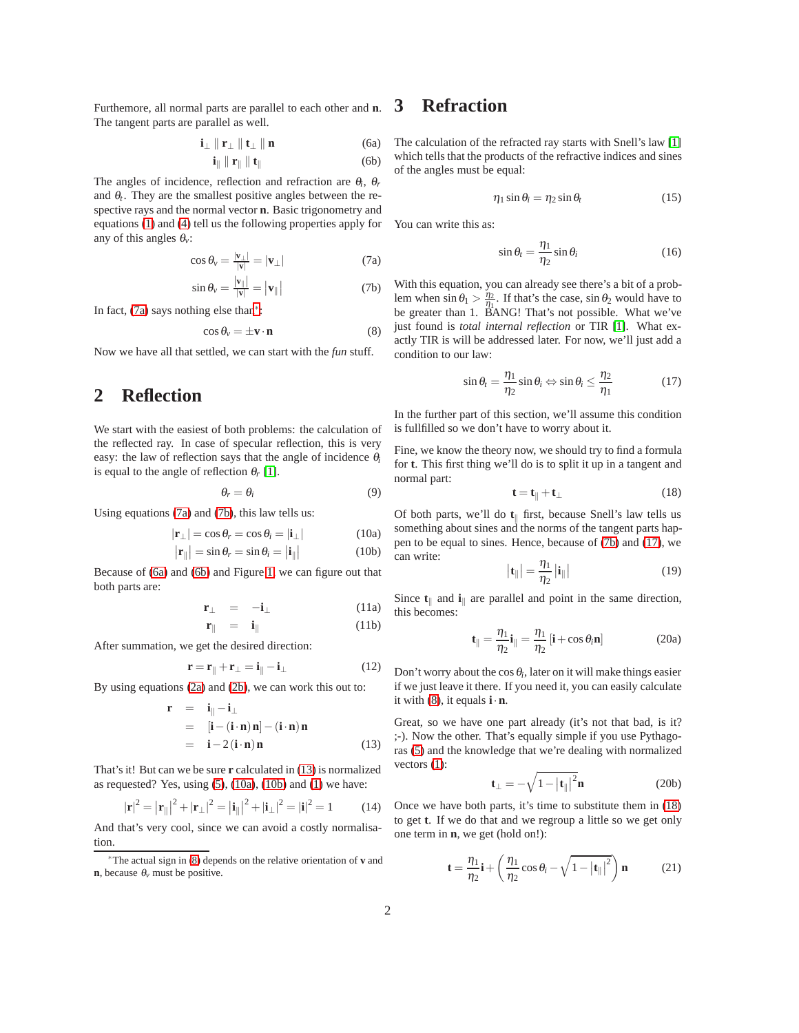Furthemore, all normal parts are parallel to each other and $\mathbf{n}$. The tangent parts are parallel as well.

$$\mathbf{i}_\perp \parallel \mathbf{r}_\perp \parallel \mathbf{t}_\perp \parallel \mathbf{n} \tag{6a}$$

$$\mathbf{i}_\parallel \parallel \mathbf{r}_\parallel \parallel \mathbf{t}_\parallel \tag{6b}$$

The angles of incidence, reflection and refraction are $\theta_i$, $\theta_r$ and $\theta_t$. They are the smallest positive angles between the respective rays and the normal vector $\mathbf{n}$. Basic trigonometry and equations (1) and (4) tell us the following properties apply for any of this angles $\theta_v$:

$$\cos\theta_v = \frac{|\mathbf{v}_\perp|}{|\mathbf{v}|} = |\mathbf{v}_\perp| \tag{7a}$$

$$\sin\theta_v = \frac{|\mathbf{v}_\parallel|}{|\mathbf{v}|} = |\mathbf{v}_\parallel| \tag{7b}$$

In fact, (7a) says nothing else than*:

$$\cos\theta_v = \pm\mathbf{v}\cdot\mathbf{n} \tag{8}$$

Now we have all that settled, we can start with the *fun* stuff.

## 2 Reflection

We start with the easiest of both problems: the calculation of the reflected ray. In case of specular reflection, this is very easy: the law of reflection says that the angle of incidence $\theta_i$ is equal to the angle of reflection $\theta_r$ [1].

$$\theta_r = \theta_i \tag{9}$$

Using equations (7a) and (7b), this law tells us:

$$|\mathbf{r}_\perp| = \cos\theta_r = \cos\theta_i = |\mathbf{i}_\perp| \tag{10a}$$

$$|\mathbf{r}_\parallel| = \sin\theta_r = \sin\theta_i = |\mathbf{i}_\parallel| \tag{10b}$$

Because of (6a) and (6b) and Figure 1 we can figure out that both parts are:

$$\mathbf{r}_\perp = -\mathbf{i}_\perp \tag{11a}$$

$$\mathbf{r}_\parallel = \mathbf{i}_\parallel \tag{11b}$$

After summation, we get the desired direction:

$$\mathbf{r} = \mathbf{r}_\parallel + \mathbf{r}_\perp = \mathbf{i}_\parallel - \mathbf{i}_\perp \tag{12}$$

By using equations (2a) and (2b), we can work this out to:

$$\begin{aligned}
\mathbf{r} &= \mathbf{i}_\parallel - \mathbf{i}_\perp \\
&= [\mathbf{i} - (\mathbf{i}\cdot\mathbf{n})\,\mathbf{n}] - (\mathbf{i}\cdot\mathbf{n})\,\mathbf{n} \\
&= \mathbf{i} - 2\,(\mathbf{i}\cdot\mathbf{n})\,\mathbf{n}
\end{aligned} \tag{13}$$

That's it! But can we be sure $\mathbf{r}$ calculated in (13) is normalized as requested? Yes, using (5), (10a), (10b) and (1) we have:

$$|\mathbf{r}|^2 = |\mathbf{r}_\parallel|^2 + |\mathbf{r}_\perp|^2 = |\mathbf{i}_\parallel|^2 + |\mathbf{i}_\perp|^2 = |\mathbf{i}|^2 = 1 \tag{14}$$

And that's very cool, since we can avoid a costly normalisation.

*The actual sign in (8) depends on the relative orientation of $\mathbf{v}$ and $\mathbf{n}$, because $\theta_v$ must be positive.

## 3 Refraction

The calculation of the refracted ray starts with Snell's law [1] which tells that the products of the refractive indices and sines of the angles must be equal:

$$\eta_1 \sin\theta_i = \eta_2 \sin\theta_t \tag{15}$$

You can write this as:

$$\sin\theta_t = \frac{\eta_1}{\eta_2}\sin\theta_i \tag{16}$$

With this equation, you can already see there's a bit of a problem when $\sin\theta_1 > \frac{\eta_2}{\eta_1}$. If that's the case, $\sin\theta_2$ would have to be greater than 1. BANG! That's not possible. What we've just found is *total internal reflection* or TIR [1]. What exactly TIR is will be addressed later. For now, we'll just add a condition to our law:

$$\sin\theta_t = \frac{\eta_1}{\eta_2}\sin\theta_i \Leftrightarrow \sin\theta_i \leq \frac{\eta_2}{\eta_1} \tag{17}$$

In the further part of this section, we'll assume this condition is fullfilled so we don't have to worry about it.

Fine, we know the theory now, we should try to find a formula for $\mathbf{t}$. This first thing we'll do is to split it up in a tangent and normal part:

$$\mathbf{t} = \mathbf{t}_\parallel + \mathbf{t}_\perp \tag{18}$$

Of both parts, we'll do $\mathbf{t}_\parallel$ first, because Snell's law tells us something about sines and the norms of the tangent parts happen to be equal to sines. Hence, because of (7b) and (17), we can write:

$$|\mathbf{t}_\parallel| = \frac{\eta_1}{\eta_2}|\mathbf{i}_\parallel| \tag{19}$$

Since $\mathbf{t}_\parallel$ and $\mathbf{i}_\parallel$ are parallel and point in the same direction, this becomes:

$$\mathbf{t}_\parallel = \frac{\eta_1}{\eta_2}\mathbf{i}_\parallel = \frac{\eta_1}{\eta_2}\left[\mathbf{i} + \cos\theta_i\mathbf{n}\right] \tag{20a}$$

Don't worry about the $\cos\theta_i$, later on it will make things easier if we just leave it there. If you need it, you can easily calculate it with (8), it equals $\mathbf{i}\cdot\mathbf{n}$.

Great, so we have one part already (it's not that bad, is it? ;-). Now the other. That's equally simple if you use Pythagoras (5) and the knowledge that we're dealing with normalized vectors (1):

$$\mathbf{t}_\perp = -\sqrt{1 - |\mathbf{t}_\parallel|^2}\,\mathbf{n} \tag{20b}$$

Once we have both parts, it's time to substitute them in (18) to get $\mathbf{t}$. If we do that and we regroup a little so we get only one term in $\mathbf{n}$, we get (hold on!):

$$\mathbf{t} = \frac{\eta_1}{\eta_2}\mathbf{i} + \left(\frac{\eta_1}{\eta_2}\cos\theta_i - \sqrt{1 - |\mathbf{t}_\parallel|^2}\right)\mathbf{n} \tag{21}$$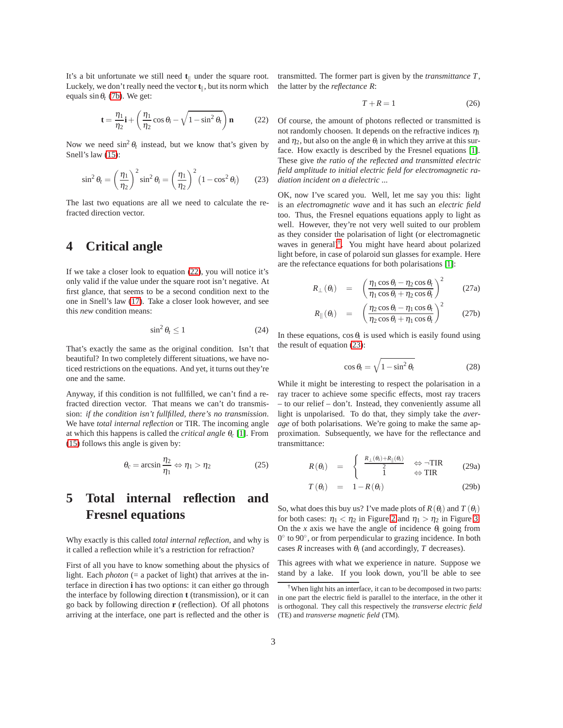It's a bit unfortunate we still need $\mathbf{t}_{\|}$ under the square root. Luckily, we don't really need the vector $\mathbf{t}_{\|}$, but its norm which equals $\sin\theta_t$ (7b). We get:

$$\mathbf{t} = \frac{\eta_1}{\eta_2}\mathbf{i} + \left(\frac{\eta_1}{\eta_2}\cos\theta_i - \sqrt{1-\sin^2\theta_t}\right)\mathbf{n} \tag{22}$$

Now we need $\sin^2\theta_t$ instead, but we know that's given by Snell's law (15):

$$\sin^2\theta_t = \left(\frac{\eta_1}{\eta_2}\right)^2 \sin^2\theta_i = \left(\frac{\eta_1}{\eta_2}\right)^2 \left(1-\cos^2\theta_i\right) \tag{23}$$

The last two equations are all we need to calculate the refracted direction vector.

# 4 Critical angle

If we take a closer look to equation (22), you will notice it's only valid if the value under the square root isn't negative. At first glance, that seems to be a second condition next to the one in Snell's law (17). Take a closer look however, and see this *new* condition means:

$$\sin^2\theta_t \leq 1 \tag{24}$$

That's exactly the same as the original condition. Isn't that beautiful? In two completely different situations, we have noticed restrictions on the equations. And yet, it turns out they're one and the same.

Anyway, if this condition is not fullfilled, we can't find a refracted direction vector. That means we can't do transmission: *if the condition isn't fullfilled, there's no transmission*. We have *total internal reflection* or TIR. The incoming angle at which this happens is called the *critical angle* $\theta_c$ [1]. From (15) follows this angle is given by:

$$\theta_c = \arcsin\frac{\eta_2}{\eta_1} \Leftrightarrow \eta_1 > \eta_2 \tag{25}$$

# 5 Total internal reflection and Fresnel equations

Why exactly is this called *total internal reflection*, and why is it called a reflection while it's a restriction for refraction?

First of all you have to know something about the physics of light. Each *photon* (= a packet of light) that arrives at the interface in direction $\mathbf{i}$ has two options: it can either go through the interface by following direction $\mathbf{t}$ (transmission), or it can go back by following direction $\mathbf{r}$ (reflection). Of all photons arriving at the interface, one part is reflected and the other is transmitted. The former part is given by the *transmittance* $T$, the latter by the *reflectance* $R$:

$$T + R = 1 \tag{26}$$

Of course, the amount of photons reflected or transmitted is not randomly choosen. It depends on the refractive indices $\eta_1$ and $\eta_2$, but also on the angle $\theta_i$ in which they arrive at this surface. How exactly is described by the Fresnel equations [1]. These give *the ratio of the reflected and transmitted electric field amplitude to initial electric field for electromagnetic radiation incident on a dielectric ...*

OK, now I've scared you. Well, let me say you this: light is an *electromagnetic wave* and it has such an *electric field* too. Thus, the Fresnel equations equations apply to light as well. However, they're not very well suited to our problem as they consider the polarisation of light (or electromagnetic waves in general[†]). You might have heard about polarized light before, in case of polaroid sun glasses for example. Here are the refectance equations for both polarisations [1]:

$$R_{\perp}(\theta_i) = \left(\frac{\eta_1\cos\theta_i - \eta_2\cos\theta_t}{\eta_1\cos\theta_i + \eta_2\cos\theta_t}\right)^2 \tag{27a}$$

$$R_{\|}(\theta_i) = \left(\frac{\eta_2\cos\theta_i - \eta_1\cos\theta_t}{\eta_2\cos\theta_i + \eta_1\cos\theta_t}\right)^2 \tag{27b}$$

In these equations, $\cos\theta_t$ is used which is easily found using the result of equation (23):

$$\cos\theta_t = \sqrt{1-\sin^2\theta_t} \tag{28}$$

While it might be interesting to respect the polarisation in a ray tracer to achieve some specific effects, most ray tracers – to our relief – don't. Instead, they conveniently assume all light is unpolarised. To do that, they simply take the *average* of both polarisations. We're going to make the same approximation. Subsequently, we have for the reflectance and transmittance:

$$R(\theta_i) = \begin{cases} \frac{R_{\perp}(\theta_i) + R_{\|}(\theta_i)}{2} & \Leftrightarrow \neg\text{TIR} \\ 1 & \Leftrightarrow \text{TIR} \end{cases} \tag{29a}$$

$$T(\theta_i) = 1 - R(\theta_i) \tag{29b}$$

So, what does this buy us? I've made plots of $R(\theta_i)$ and $T(\theta_i)$ for both cases: $\eta_1 < \eta_2$ in Figure 2 and $\eta_1 > \eta_2$ in Figure 3. On the $x$ axis we have the angle of incidence $\theta_i$ going from $0°$ to $90°$, or from perpendicular to grazing incidence. In both cases $R$ increases with $\theta_i$ (and accordingly, $T$ decreases).

This agrees with what we experience in nature. Suppose we stand by a lake. If you look down, you'll be able to see

[†] When light hits an interface, it can to be decomposed in two parts: in one part the electric field is parallel to the interface, in the other it is orthogonal. They call this respectively the *transverse electric field* (TE) and *transverse magnetic field* (TM).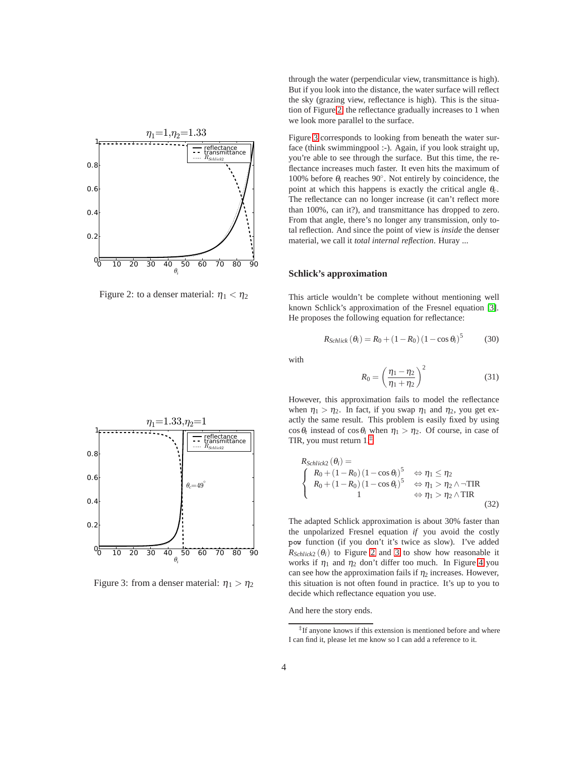Figure 2: to a denser material: $\eta_1 < \eta_2$

Figure 3: from a denser material: $\eta_1 > \eta_2$

through the water (perpendicular view, transmittance is high). But if you look into the distance, the water surface will reflect the sky (grazing view, reflectance is high). This is the situation of Figure 2: the reflectance gradually increases to 1 when we look more parallel to the surface.

Figure 3 corresponds to looking from beneath the water surface (think swimmingpool :-). Again, if you look straight up, you're able to see through the surface. But this time, the reflectance increases much faster. It even hits the maximum of 100% before $\theta_i$ reaches 90°. Not entirely by coincidence, the point at which this happens is exactly the critical angle $\theta_c$. The reflectance can no longer increase (it can't reflect more than 100%, can it?), and transmittance has dropped to zero. From that angle, there's no longer any transmission, only total reflection. And since the point of view is *inside* the denser material, we call it *total internal reflection*. Huray ...

## Schlick's approximation

This article wouldn't be complete without mentioning well known Schlick's approximation of the Fresnel equation [3]. He proposes the following equation for reflectance:

$$R_{Schlick}(\theta_i) = R_0 + (1 - R_0)(1 - \cos\theta_i)^5 \tag{30}$$

with

$$R_0 = \left(\frac{\eta_1 - \eta_2}{\eta_1 + \eta_2}\right)^2 \tag{31}$$

However, this approximation fails to model the reflectance when $\eta_1 > \eta_2$. In fact, if you swap $\eta_1$ and $\eta_2$, you get exactly the same result. This problem is easily fixed by using $\cos\theta_t$ instead of $\cos\theta_i$ when $\eta_1 > \eta_2$. Of course, in case of TIR, you must return 1.[‡]

$$R_{Schlick2}(\theta_i) = \begin{cases} R_0 + (1 - R_0)(1 - \cos\theta_i)^5 & \Leftrightarrow \eta_1 \leq \eta_2 \\ R_0 + (1 - R_0)(1 - \cos\theta_t)^5 & \Leftrightarrow \eta_1 > \eta_2 \wedge \neg\text{TIR} \\ 1 & \Leftrightarrow \eta_1 > \eta_2 \wedge \text{TIR} \end{cases} \tag{32}$$

The adapted Schlick approximation is about 30% faster than the unpolarized Fresnel equation *if* you avoid the costly `pow` function (if you don't it's twice as slow). I've added $R_{Schlick2}(\theta_i)$ to Figure 2 and 3 to show how reasonable it works if $\eta_1$ and $\eta_2$ don't differ too much. In Figure 4 you can see how the approximation fails if $\eta_2$ increases. However, this situation is not often found in practice. It's up to you to decide which reflectance equation you use.

And here the story ends.

[‡] If anyone knows if this extension is mentioned before and where I can find it, please let me know so I can add a reference to it.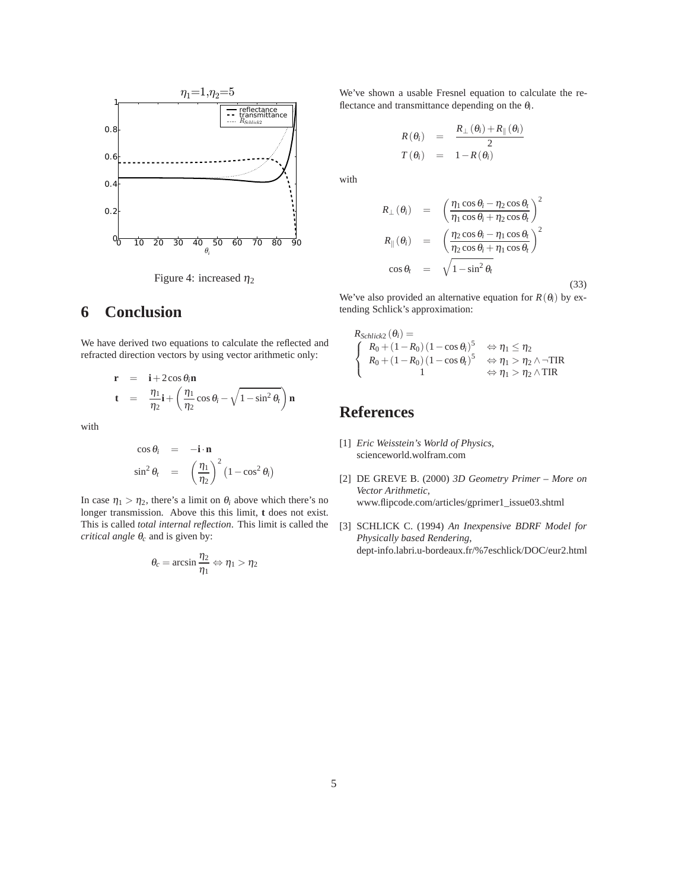Figure 4: increased $\eta_2$

# 6 Conclusion

We have derived two equations to calculate the reflected and refracted direction vectors by using vector arithmetic only:

$$
\begin{aligned}
\mathbf{r} &= \mathbf{i} + 2\cos\theta_i \mathbf{n} \\
\mathbf{t} &= \frac{\eta_1}{\eta_2}\mathbf{i} + \left(\frac{\eta_1}{\eta_2}\cos\theta_i - \sqrt{1-\sin^2\theta_t}\right)\mathbf{n}
\end{aligned}
$$

with

$$
\begin{aligned}
\cos\theta_i &= -\mathbf{i}\cdot\mathbf{n} \\
\sin^2\theta_t &= \left(\frac{\eta_1}{\eta_2}\right)^2\left(1-\cos^2\theta_i\right)
\end{aligned}
$$

In case $\eta_1 > \eta_2$, there's a limit on $\theta_i$ above which there's no longer transmission. Above this this limit, **t** does not exist. This is called *total internal reflection*. This limit is called the *critical angle* $\theta_c$ and is given by:

$$
\theta_c = \arcsin\frac{\eta_2}{\eta_1} \Leftrightarrow \eta_1 > \eta_2
$$

We've shown a usable Fresnel equation to calculate the reflectance and transmittance depending on the $\theta_i$.

$$
\begin{aligned}
R(\theta_i) &= \frac{R_\perp(\theta_i) + R_\parallel(\theta_i)}{2} \\
T(\theta_i) &= 1 - R(\theta_i)
\end{aligned}
$$

with

$$
\begin{aligned}
R_\perp(\theta_i) &= \left(\frac{\eta_1\cos\theta_i - \eta_2\cos\theta_t}{\eta_1\cos\theta_i + \eta_2\cos\theta_t}\right)^2 \\
R_\parallel(\theta_i) &= \left(\frac{\eta_2\cos\theta_i - \eta_1\cos\theta_t}{\eta_2\cos\theta_i + \eta_1\cos\theta_t}\right)^2 \\
\cos\theta_t &= \sqrt{1-\sin^2\theta_t}
\end{aligned}
\tag{33}
$$

We've also provided an alternative equation for $R(\theta_i)$ by extending Schlick's approximation:

$$
R_{Schlick2}(\theta_i) = \begin{cases}
R_0 + (1-R_0)(1-\cos\theta_i)^5 & \Leftrightarrow \eta_1 \le \eta_2 \\
R_0 + (1-R_0)(1-\cos\theta_t)^5 & \Leftrightarrow \eta_1 > \eta_2 \wedge \neg\text{TIR} \\
1 & \Leftrightarrow \eta_1 > \eta_2 \wedge \text{TIR}
\end{cases}
$$

# References

[1] *Eric Weisstein's World of Physics*, scienceworld.wolfram.com

[2] DE GREVE B. (2000) *3D Geometry Primer – More on Vector Arithmetic*, www.flipcode.com/articles/gprimer1_issue03.shtml

[3] SCHLICK C. (1994) *An Inexpensive BDRF Model for Physically based Rendering*, dept-info.labri.u-bordeaux.fr/%7eschlick/DOC/eur2.html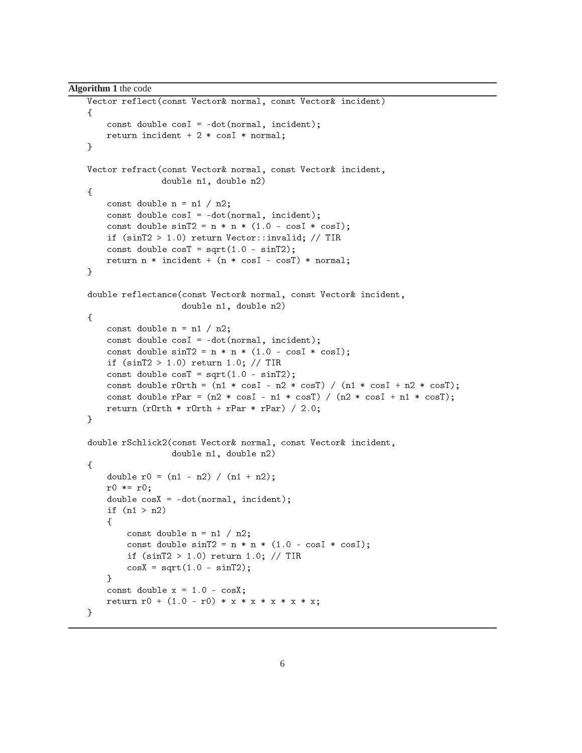**Algorithm 1** the code

```
Vector reflect(const Vector& normal, const Vector& incident)
{
    const double cosI = -dot(normal, incident);
    return incident + 2 * cosI * normal;
}

Vector refract(const Vector& normal, const Vector& incident,
               double n1, double n2)
{
    const double n = n1 / n2;
    const double cosI = -dot(normal, incident);
    const double sinT2 = n * n * (1.0 - cosI * cosI);
    if (sinT2 > 1.0) return Vector::invalid; // TIR
    const double cosT = sqrt(1.0 - sinT2);
    return n * incident + (n * cosI - cosT) * normal;
}

double reflectance(const Vector& normal, const Vector& incident,
                   double n1, double n2)
{
    const double n = n1 / n2;
    const double cosI = -dot(normal, incident);
    const double sinT2 = n * n * (1.0 - cosI * cosI);
    if (sinT2 > 1.0) return 1.0; // TIR
    const double cosT = sqrt(1.0 - sinT2);
    const double rOrth = (n1 * cosI - n2 * cosT) / (n1 * cosI + n2 * cosT);
    const double rPar = (n2 * cosI - n1 * cosT) / (n2 * cosI + n1 * cosT);
    return (rOrth * rOrth + rPar * rPar) / 2.0;
}

double rSchlick2(const Vector& normal, const Vector& incident,
                 double n1, double n2)
{
    double r0 = (n1 - n2) / (n1 + n2);
    r0 *= r0;
    double cosX = -dot(normal, incident);
    if (n1 > n2)
    {
        const double n = n1 / n2;
        const double sinT2 = n * n * (1.0 - cosI * cosI);
        if (sinT2 > 1.0) return 1.0; // TIR
        cosX = sqrt(1.0 - sinT2);
    }
    const double x = 1.0 - cosX;
    return r0 + (1.0 - r0) * x * x * x * x * x;
}
```